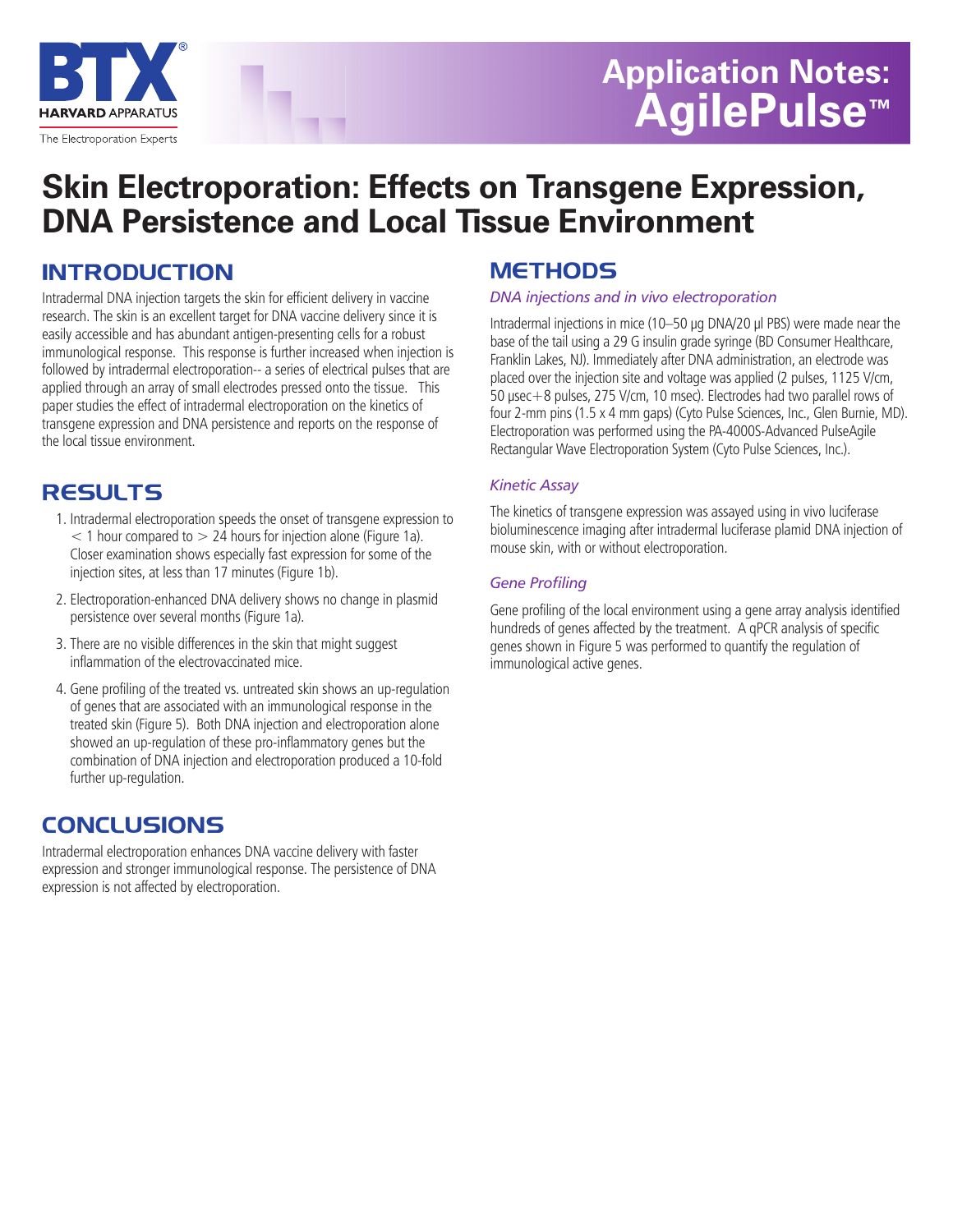# Application Notes: AgilePulse™

# Skin Electroporation: Effects on Transgene Expression, DNA Persistence and Local Tissue Environment

## INTRODUCTION

Intradermal DNA injection targets the skin for efficient delivery in vaccine research. The skin is an excellent target for DNA vaccine delivery since it is easily accessible and has abundant antigen-presenting cells for a robust immunological response. This response is further increased when injection is followed by intradermal electroporation-- a series of electrical pulses that are applied through an array of small electrodes pressed onto the tissue. This paper studies the effect of intradermal electroporation on the kinetics of transgene expression and DNA persistence and reports on the response of the local tissue environment.

## RESULTS

1. Intradermal electroporation speeds the onset of transgene expression to $<$ 1 hour compared to $>$ 24 hours for injection alone (Figure 1a). Closer examination shows especially fast expression for some of the injection sites, at less than 17 minutes (Figure 1b).
2. Electroporation-enhanced DNA delivery shows no change in plasmid persistence over several months (Figure 1a).
3. There are no visible differences in the skin that might suggest inflammation of the electrovaccinated mice.
4. Gene profiling of the treated vs. untreated skin shows an up-regulation of genes that are associated with an immunological response in the treated skin (Figure 5). Both DNA injection and electroporation alone showed an up-regulation of these pro-inflammatory genes but the combination of DNA injection and electroporation produced a 10-fold further up-regulation.

## CONCLUSIONS

Intradermal electroporation enhances DNA vaccine delivery with faster expression and stronger immunological response. The persistence of DNA expression is not affected by electroporation.

## METHODS

### *DNA injections and in vivo electroporation*

Intradermal injections in mice (10–50 µg DNA/20 µl PBS) were made near the base of the tail using a 29 G insulin grade syringe (BD Consumer Healthcare, Franklin Lakes, NJ). Immediately after DNA administration, an electrode was placed over the injection site and voltage was applied (2 pulses, 1125 V/cm, 50 µsec+8 pulses, 275 V/cm, 10 msec). Electrodes had two parallel rows of four 2-mm pins (1.5 x 4 mm gaps) (Cyto Pulse Sciences, Inc., Glen Burnie, MD). Electroporation was performed using the PA-4000S-Advanced PulseAgile Rectangular Wave Electroporation System (Cyto Pulse Sciences, Inc.).

### *Kinetic Assay*

The kinetics of transgene expression was assayed using in vivo luciferase bioluminescence imaging after intradermal luciferase plamid DNA injection of mouse skin, with or without electroporation.

### *Gene Profiling*

Gene profiling of the local environment using a gene array analysis identified hundreds of genes affected by the treatment. A qPCR analysis of specific genes shown in Figure 5 was performed to quantify the regulation of immunological active genes.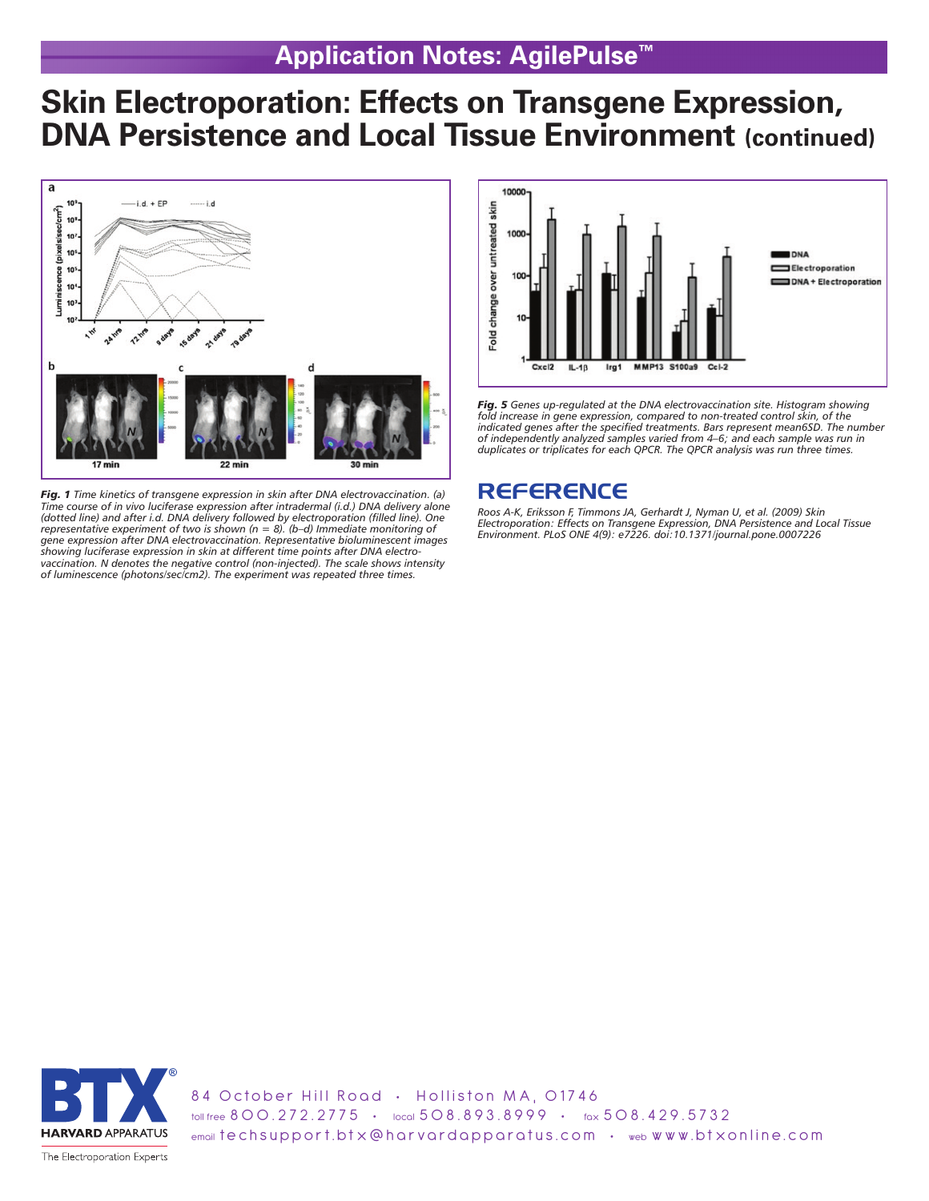## Application Notes: AgilePulse™

# Skin Electroporation: Effects on Transgene Expression, DNA Persistence and Local Tissue Environment (continued)

a

i.d. + EP

i.d

Luminiscence (pixels/sec/cm²)

$10^9$
$10^8$
$10^7$
$10^6$
$10^5$
$10^4$
$10^3$
$10^2$

1 hr
24 hrs
72 hrs
9 days
15 days
21 days
79 days

b

17 min

c

22 min

d

30 min

N

***Fig. 1*** *Time kinetics of transgene expression in skin after DNA electrovaccination. (a) Time course of in vivo luciferase expression after intradermal (i.d.) DNA delivery alone (dotted line) and after i.d. DNA delivery followed by electroporation (filled line). One representative experiment of two is shown (n = 8). (b–d) Immediate monitoring of gene expression after DNA electrovaccination. Representative bioluminescent images showing luciferase expression in skin at different time points after DNA electro-vaccination. N denotes the negative control (non-injected). The scale shows intensity of luminescence (photons/sec/cm2). The experiment was repeated three times.*

Fold change over untreated skin

10000
1000
100
10
1

Cxcl2
IL-1β
Irg1
MMP13
S100a9
Ccl-2

DNA
Electroporation
DNA + Electroporation

***Fig. 5*** *Genes up-regulated at the DNA electrovaccination site. Histogram showing fold increase in gene expression, compared to non-treated control skin, of the indicated genes after the specified treatments. Bars represent mean6SD. The number of independently analyzed samples varied from 4–6; and each sample was run in duplicates or triplicates for each QPCR. The QPCR analysis was run three times.*

## REFERENCE

*Roos A-K, Eriksson F, Timmons JA, Gerhardt J, Nyman U, et al. (2009) Skin Electroporation: Effects on Transgene Expression, DNA Persistence and Local Tissue Environment. PLoS ONE 4(9): e7226. doi:10.1371/journal.pone.0007226*

BTX® HARVARD APPARATUS

The Electroporation Experts

84 October Hill Road • Holliston MA, 01746

toll free 800.272.2775 • local 508.893.8999 • fax 508.429.5732

email techsupport.btx@harvardapparatus.com • web www.btxonline.com